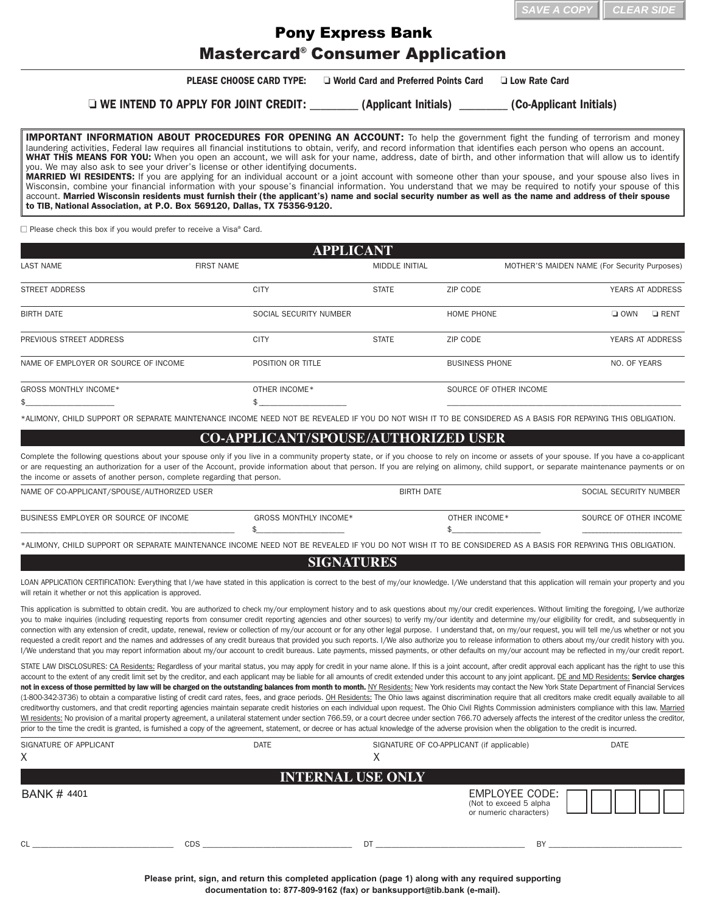SAVE A COPY | CLEAR SIDE

# Pony Express Bank
# Mastercard® Consumer Application

**PLEASE CHOOSE CARD TYPE:** ❏ World Card and Preferred Points Card ❏ Low Rate Card

❏ **WE INTEND TO APPLY FOR JOINT CREDIT: ________ (Applicant Initials) ________ (Co-Applicant Initials)**

**IMPORTANT INFORMATION ABOUT PROCEDURES FOR OPENING AN ACCOUNT:** To help the government fight the funding of terrorism and money laundering activities, Federal law requires all financial institutions to obtain, verify, and record information that identifies each person who opens an account.
**WHAT THIS MEANS FOR YOU:** When you open an account, we will ask for your name, address, date of birth, and other information that will allow us to identify you. We may also ask to see your driver's license or other identifying documents.
**MARRIED WI RESIDENTS:** If you are applying for an individual account or a joint account with someone other than your spouse, and your spouse also lives in Wisconsin, combine your financial information with your spouse's financial information. You understand that we may be required to notify your spouse of this account. **Married Wisconsin residents must furnish their (the applicant's) name and social security number as well as the name and address of their spouse to TIB, National Association, at P.O. Box 569120, Dallas, TX 75356-9120.**

☐ Please check this box if you would prefer to receive a Visa® Card.

## APPLICANT

| LAST NAME | FIRST NAME | MIDDLE INITIAL | MOTHER'S MAIDEN NAME (For Security Purposes) | |
|---|---|---|---|---|
| STREET ADDRESS | CITY | STATE | ZIP CODE | YEARS AT ADDRESS |
| BIRTH DATE | SOCIAL SECURITY NUMBER | | HOME PHONE | ❏ OWN ❏ RENT |
| PREVIOUS STREET ADDRESS | CITY | STATE | ZIP CODE | YEARS AT ADDRESS |
| NAME OF EMPLOYER OR SOURCE OF INCOME | POSITION OR TITLE | | BUSINESS PHONE | NO. OF YEARS |
| GROSS MONTHLY INCOME* $____________ | OTHER INCOME* $____________ | | SOURCE OF OTHER INCOME ____________ | |

*ALIMONY, CHILD SUPPORT OR SEPARATE MAINTENANCE INCOME NEED NOT BE REVEALED IF YOU DO NOT WISH IT TO BE CONSIDERED AS A BASIS FOR REPAYING THIS OBLIGATION.

## CO-APPLICANT/SPOUSE/AUTHORIZED USER

Complete the following questions about your spouse only if you live in a community property state, or if you choose to rely on income or assets of your spouse. If you have a co-applicant or are requesting an authorization for a user of the Account, provide information about that person. If you are relying on alimony, child support, or separate maintenance payments or on the income or assets of another person, complete regarding that person.

| NAME OF CO-APPLICANT/SPOUSE/AUTHORIZED USER | | BIRTH DATE | SOCIAL SECURITY NUMBER |
|---|---|---|---|
| BUSINESS EMPLOYER OR SOURCE OF INCOME ____________ | GROSS MONTHLY INCOME* $____________ | OTHER INCOME* $____________ | SOURCE OF OTHER INCOME ____________ |

*ALIMONY, CHILD SUPPORT OR SEPARATE MAINTENANCE INCOME NEED NOT BE REVEALED IF YOU DO NOT WISH IT TO BE CONSIDERED AS A BASIS FOR REPAYING THIS OBLIGATION.

## SIGNATURES

LOAN APPLICATION CERTIFICATION: Everything that I/we have stated in this application is correct to the best of my/our knowledge. I/We understand that this application will remain your property and you will retain it whether or not this application is approved.

This application is submitted to obtain credit. You are authorized to check my/our employment history and to ask questions about my/our credit experiences. Without limiting the foregoing, I/we authorize you to make inquiries (including requesting reports from consumer credit reporting agencies and other sources) to verify my/our identity and determine my/our eligibility for credit, and subsequently in connection with any extension of credit, update, renewal, review or collection of my/our account or for any other legal purpose. I understand that, on my/our request, you will tell me/us whether or not you requested a credit report and the names and addresses of any credit bureaus that provided you such reports. I/We also authorize you to release information to others about my/our credit history with you. I/We understand that you may report information about my/our account to credit bureaus. Late payments, missed payments, or other defaults on my/our account may be reflected in my/our credit report.

STATE LAW DISCLOSURES: CA Residents: Regardless of your marital status, you may apply for credit in your name alone. If this is a joint account, after credit approval each applicant has the right to use this account to the extent of any credit limit set by the creditor, and each applicant may be liable for all amounts of credit extended under this account to any joint applicant. DE and MD Residents: **Service charges not in excess of those permitted by law will be charged on the outstanding balances from month to month.** NY Residents: New York residents may contact the New York State Department of Financial Services (1-800-342-3736) to obtain a comparative listing of credit card rates, fees, and grace periods. OH Residents: The Ohio laws against discrimination require that all creditors make credit equally available to all creditworthy customers, and that credit reporting agencies maintain separate credit histories on each individual upon request. The Ohio Civil Rights Commission administers compliance with this law. Married WI residents: No provision of a marital property agreement, a unilateral statement under section 766.59, or a court decree under section 766.70 adversely affects the interest of the creditor unless the creditor, prior to the time the credit is granted, is furnished a copy of the agreement, statement, or decree or has actual knowledge of the adverse provision when the obligation to the credit is incurred.

| SIGNATURE OF APPLICANT | DATE | SIGNATURE OF CO-APPLICANT (if applicable) | DATE |
|---|---|---|---|
| X | | X | |

## INTERNAL USE ONLY

BANK # 4401

EMPLOYEE CODE: (Not to exceed 5 alpha or numeric characters) ☐☐☐☐☐

CL ____________ CDS ____________ DT ____________ BY ____________

**Please print, sign, and return this completed application (page 1) along with any required supporting documentation to: 877-809-9162 (fax) or banksupport@tib.bank (e-mail).**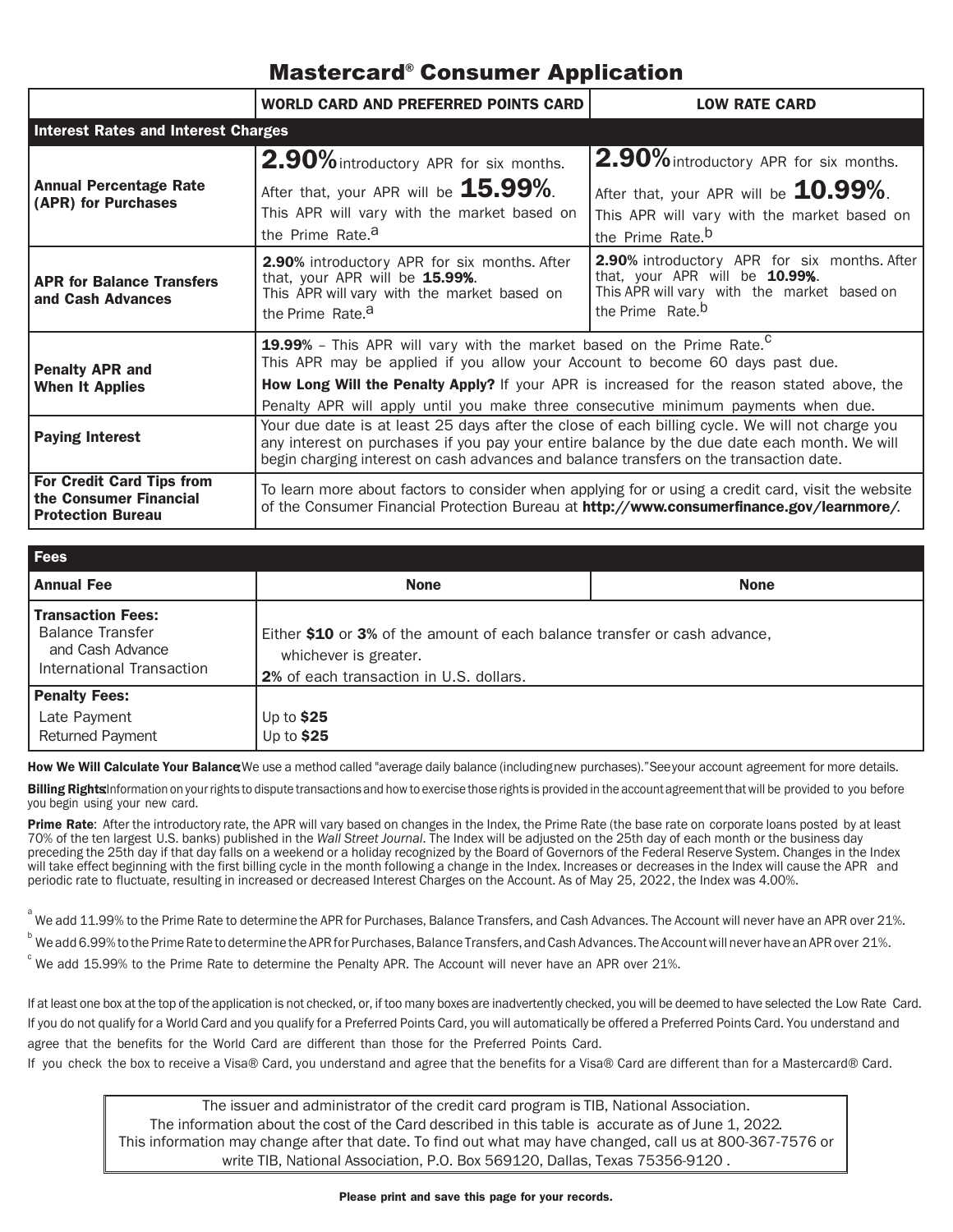# Mastercard® Consumer Application

| | WORLD CARD AND PREFERRED POINTS CARD | LOW RATE CARD |
|---|---|---|
| **Interest Rates and Interest Charges** | | |
| **Annual Percentage Rate (APR) for Purchases** | **2.90%** introductory APR for six months. After that, your APR will be **15.99%**. This APR will vary with the market based on the Prime Rate.[a] | **2.90%** introductory APR for six months. After that, your APR will be **10.99%**. This APR will vary with the market based on the Prime Rate.[b] |
| **APR for Balance Transfers and Cash Advances** | **2.90%** introductory APR for six months. After that, your APR will be **15.99%**. This APR will vary with the market based on the Prime Rate.[a] | **2.90%** introductory APR for six months. After that, your APR will be **10.99%**. This APR will vary with the market based on the Prime Rate.[b] |
| **Penalty APR and When It Applies** | **19.99%** – This APR will vary with the market based on the Prime Rate.[c] This APR may be applied if you allow your Account to become 60 days past due. **How Long Will the Penalty Apply?** If your APR is increased for the reason stated above, the Penalty APR will apply until you make three consecutive minimum payments when due. | |
| **Paying Interest** | Your due date is at least 25 days after the close of each billing cycle. We will not charge you any interest on purchases if you pay your entire balance by the due date each month. We will begin charging interest on cash advances and balance transfers on the transaction date. | |
| **For Credit Card Tips from the Consumer Financial Protection Bureau** | To learn more about factors to consider when applying for or using a credit card, visit the website of the Consumer Financial Protection Bureau at **http://www.consumerfinance.gov/learnmore/**. | |

| **Fees** | | |
|---|---|---|
| **Annual Fee** | **None** | **None** |
| **Transaction Fees:** Balance Transfer and Cash Advance; International Transaction | Either **$10** or **3%** of the amount of each balance transfer or cash advance, whichever is greater. **2%** of each transaction in U.S. dollars. | |
| **Penalty Fees:** Late Payment; Returned Payment | Up to **$25**; Up to **$25** | |

**How We Will Calculate Your Balance:** We use a method called "average daily balance (including new purchases)." See your account agreement for more details.

**Billing Rights:** Information on your rights to dispute transactions and how to exercise those rights is provided in the account agreement that will be provided to you before you begin using your new card.

**Prime Rate**: After the introductory rate, the APR will vary based on changes in the Index, the Prime Rate (the base rate on corporate loans posted by at least 70% of the ten largest U.S. banks) published in the *Wall Street Journal*. The Index will be adjusted on the 25th day of each month or the business day preceding the 25th day if that day falls on a weekend or a holiday recognized by the Board of Governors of the Federal Reserve System. Changes in the Index will take effect beginning with the first billing cycle in the month following a change in the Index. Increases or decreases in the Index will cause the APR and periodic rate to fluctuate, resulting in increased or decreased Interest Charges on the Account. As of May 25, 2022, the Index was 4.00%.

[a] We add 11.99% to the Prime Rate to determine the APR for Purchases, Balance Transfers, and Cash Advances. The Account will never have an APR over 21%.

[b] We add 6.99% to the Prime Rate to determine the APR for Purchases, Balance Transfers, and Cash Advances. The Account will never have an APR over 21%.

[c] We add 15.99% to the Prime Rate to determine the Penalty APR. The Account will never have an APR over 21%.

If at least one box at the top of the application is not checked, or, if too many boxes are inadvertently checked, you will be deemed to have selected the Low Rate Card. If you do not qualify for a World Card and you qualify for a Preferred Points Card, you will automatically be offered a Preferred Points Card. You understand and agree that the benefits for the World Card are different than those for the Preferred Points Card.

If you check the box to receive a Visa® Card, you understand and agree that the benefits for a Visa® Card are different than for a Mastercard® Card.

The issuer and administrator of the credit card program is TIB, National Association.
The information about the cost of the Card described in this table is accurate as of June 1, 2022.
This information may change after that date. To find out what may have changed, call us at 800-367-7576 or write TIB, National Association, P.O. Box 569120, Dallas, Texas 75356-9120 .

**Please print and save this page for your records.**